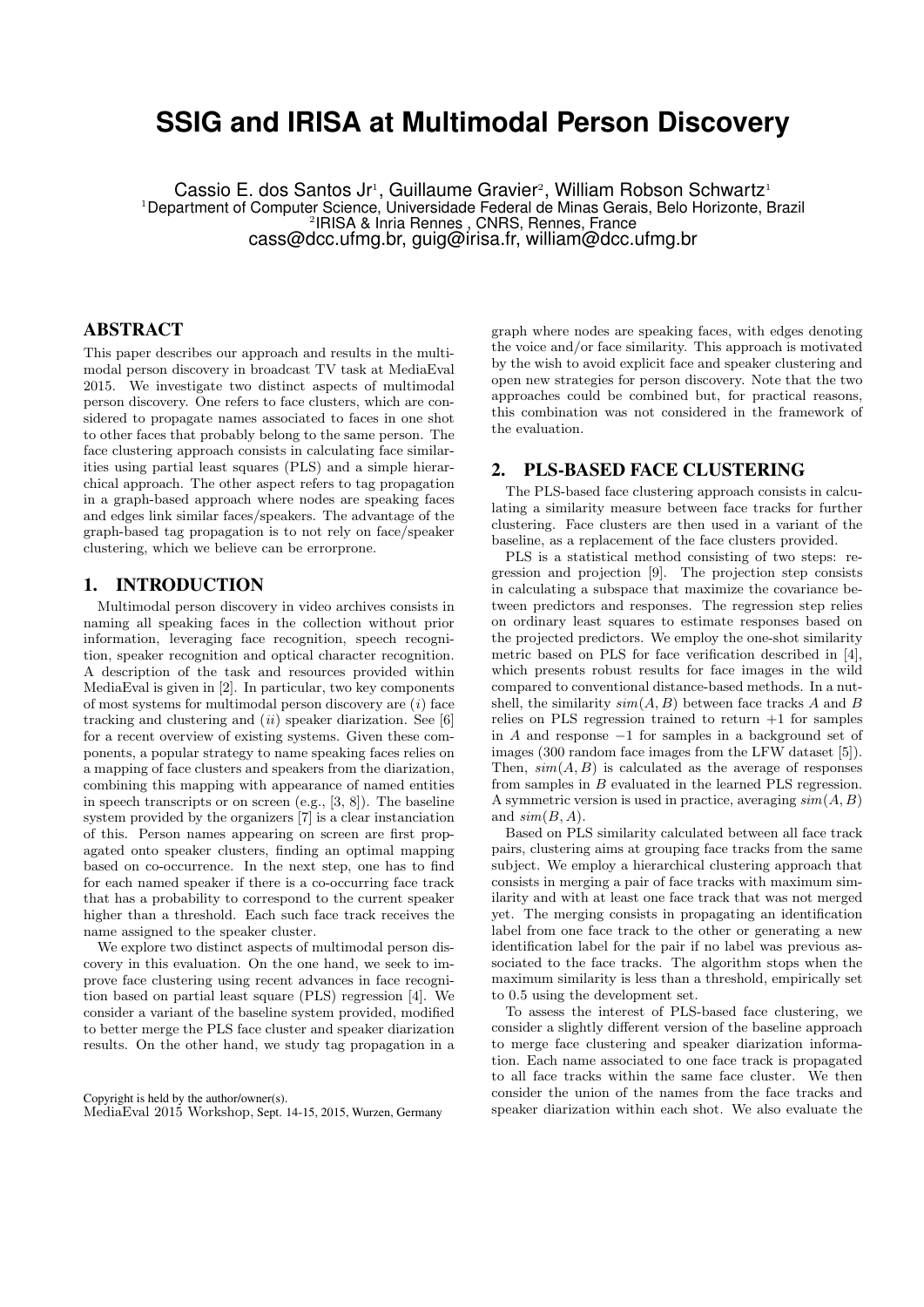# SSIG and IRISA at Multimodal Person Discovery

Cassio E. dos Santos Jr[1], Guillaume Gravier[2], William Robson Schwartz[1]

[1]Department of Computer Science, Universidade Federal de Minas Gerais, Belo Horizonte, Brazil

[2]IRISA & Inria Rennes , CNRS, Rennes, France

cass@dcc.ufmg.br, guig@irisa.fr, william@dcc.ufmg.br

## ABSTRACT

This paper describes our approach and results in the multimodal person discovery in broadcast TV task at MediaEval 2015. We investigate two distinct aspects of multimodal person discovery. One refers to face clusters, which are considered to propagate names associated to faces in one shot to other faces that probably belong to the same person. The face clustering approach consists in calculating face similarities using partial least squares (PLS) and a simple hierarchical approach. The other aspect refers to tag propagation in a graph-based approach where nodes are speaking faces and edges link similar faces/speakers. The advantage of the graph-based tag propagation is to not rely on face/speaker clustering, which we believe can be errorprone.

## 1. INTRODUCTION

Multimodal person discovery in video archives consists in naming all speaking faces in the collection without prior information, leveraging face recognition, speech recognition, speaker recognition and optical character recognition. A description of the task and resources provided within MediaEval is given in [2]. In particular, two key components of most systems for multimodal person discovery are $(i)$ face tracking and clustering and $(ii)$ speaker diarization. See [6] for a recent overview of existing systems. Given these components, a popular strategy to name speaking faces relies on a mapping of face clusters and speakers from the diarization, combining this mapping with appearance of named entities in speech transcripts or on screen (e.g., [3, 8]). The baseline system provided by the organizers [7] is a clear instanciation of this. Person names appearing on screen are first propagated onto speaker clusters, finding an optimal mapping based on co-occurrence. In the next step, one has to find for each named speaker if there is a co-occurring face track that has a probability to correspond to the current speaker higher than a threshold. Each such face track receives the name assigned to the speaker cluster.

We explore two distinct aspects of multimodal person discovery in this evaluation. On the one hand, we seek to improve face clustering using recent advances in face recognition based on partial least square (PLS) regression [4]. We consider a variant of the baseline system provided, modified to better merge the PLS face cluster and speaker diarization results. On the other hand, we study tag propagation in a graph where nodes are speaking faces, with edges denoting the voice and/or face similarity. This approach is motivated by the wish to avoid explicit face and speaker clustering and open new strategies for person discovery. Note that the two approaches could be combined but, for practical reasons, this combination was not considered in the framework of the evaluation.

## 2. PLS-BASED FACE CLUSTERING

The PLS-based face clustering approach consists in calculating a similarity measure between face tracks for further clustering. Face clusters are then used in a variant of the baseline, as a replacement of the face clusters provided.

PLS is a statistical method consisting of two steps: regression and projection [9]. The projection step consists in calculating a subspace that maximize the covariance between predictors and responses. The regression step relies on ordinary least squares to estimate responses based on the projected predictors. We employ the one-shot similarity metric based on PLS for face verification described in [4], which presents robust results for face images in the wild compared to conventional distance-based methods. In a nutshell, the similarity $sim(A, B)$ between face tracks $A$ and $B$ relies on PLS regression trained to return $+1$ for samples in $A$ and response $-1$ for samples in a background set of images (300 random face images from the LFW dataset [5]). Then, $sim(A, B)$ is calculated as the average of responses from samples in $B$ evaluated in the learned PLS regression. A symmetric version is used in practice, averaging $sim(A, B)$ and $sim(B, A)$.

Based on PLS similarity calculated between all face track pairs, clustering aims at grouping face tracks from the same subject. We employ a hierarchical clustering approach that consists in merging a pair of face tracks with maximum similarity and with at least one face track that was not merged yet. The merging consists in propagating an identification label from one face track to the other or generating a new identification label for the pair if no label was previous associated to the face tracks. The algorithm stops when the maximum similarity is less than a threshold, empirically set to 0.5 using the development set.

To assess the interest of PLS-based face clustering, we consider a slightly different version of the baseline approach to merge face clustering and speaker diarization information. Each name associated to one face track is propagated to all face tracks within the same face cluster. We then consider the union of the names from the face tracks and speaker diarization within each shot. We also evaluate the

Copyright is held by the author/owner(s).
MediaEval 2015 Workshop, Sept. 14-15, 2015, Wurzen, Germany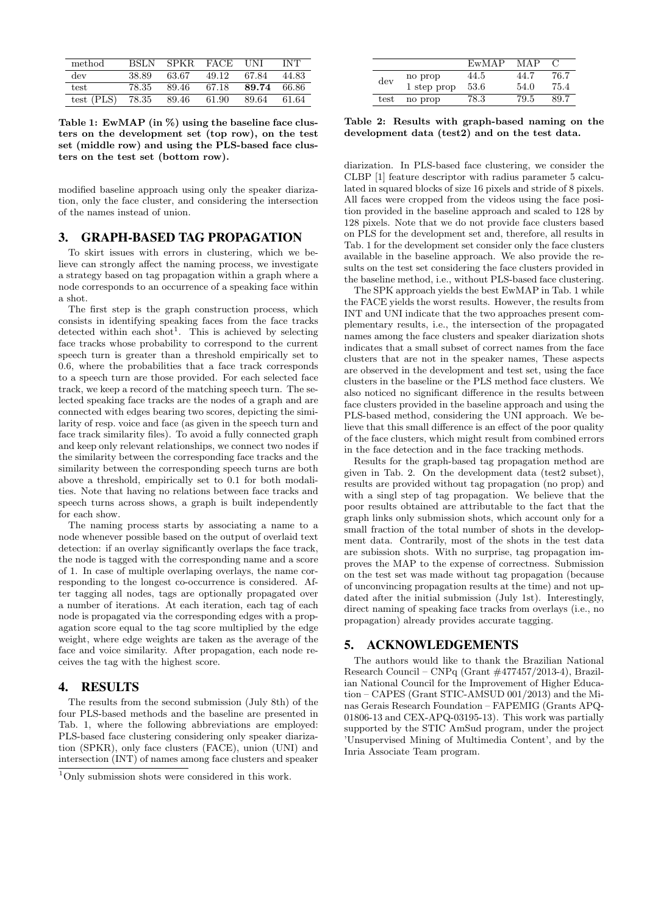| method | BSLN | SPKR | FACE | UNI | INT |
| --- | --- | --- | --- | --- | --- |
| dev | 38.89 | 63.67 | 49.12 | 67.84 | 44.83 |
| test | 78.35 | 89.46 | 67.18 | **89.74** | 66.86 |
| test (PLS) | 78.35 | 89.46 | 61.90 | 89.64 | 61.64 |

**Table 1: EwMAP (in %) using the baseline face clusters on the development set (top row), on the test set (middle row) and using the PLS-based face clusters on the test set (bottom row).**

modified baseline approach using only the speaker diarization, only the face cluster, and considering the intersection of the names instead of union.

## 3. GRAPH-BASED TAG PROPAGATION

To skirt issues with errors in clustering, which we believe can strongly affect the naming process, we investigate a strategy based on tag propagation within a graph where a node corresponds to an occurrence of a speaking face within a shot.

The first step is the graph construction process, which consists in identifying speaking faces from the face tracks detected within each shot[1]. This is achieved by selecting face tracks whose probability to correspond to the current speech turn is greater than a threshold empirically set to 0.6, where the probabilities that a face track corresponds to a speech turn are those provided. For each selected face track, we keep a record of the matching speech turn. The selected speaking face tracks are the nodes of a graph and are connected with edges bearing two scores, depicting the similarity of resp. voice and face (as given in the speech turn and face track similarity files). To avoid a fully connected graph and keep only relevant relationships, we connect two nodes if the similarity between the corresponding face tracks and the similarity between the corresponding speech turns are both above a threshold, empirically set to 0.1 for both modalities. Note that having no relations between face tracks and speech turns across shows, a graph is built independently for each show.

The naming process starts by associating a name to a node whenever possible based on the output of overlaid text detection: if an overlay significantly overlaps the face track, the node is tagged with the corresponding name and a score of 1. In case of multiple overlaping overlays, the name corresponding to the longest co-occurrence is considered. After tagging all nodes, tags are optionally propagated over a number of iterations. At each iteration, each tag of each node is propagated via the corresponding edges with a propagation score equal to the tag score multiplied by the edge weight, where edge weights are taken as the average of the face and voice similarity. After propagation, each node receives the tag with the highest score.

## 4. RESULTS

The results from the second submission (July 8th) of the four PLS-based methods and the baseline are presented in Tab. 1, where the following abbreviations are employed: PLS-based face clustering considering only speaker diarization (SPKR), only face clusters (FACE), union (UNI) and intersection (INT) of names among face clusters and speaker diarization. In PLS-based face clustering, we consider the CLBP [1] feature descriptor with radius parameter 5 calculated in squared blocks of size 16 pixels and stride of 8 pixels. All faces were cropped from the videos using the face position provided in the baseline approach and scaled to 128 by 128 pixels. Note that we do not provide face clusters based on PLS for the development set and, therefore, all results in Tab. 1 for the development set consider only the face clusters available in the baseline approach. We also provide the results on the test set considering the face clusters provided in the baseline method, i.e., without PLS-based face clustering.

The SPK approach yields the best EwMAP in Tab. 1 while the FACE yields the worst results. However, the results from INT and UNI indicate that the two approaches present complementary results, i.e., the intersection of the propagated names among the face clusters and speaker diarization shots indicates that a small subset of correct names from the face clusters that are not in the speaker names, These aspects are observed in the development and test set, using the face clusters in the baseline or the PLS method face clusters. We also noticed no significant difference in the results between face clusters provided in the baseline approach and using the PLS-based method, considering the UNI approach. We believe that this small difference is an effect of the poor quality of the face clusters, which might result from combined errors in the face detection and in the face tracking methods.

|  |  | EwMAP | MAP | C |
| --- | --- | --- | --- | --- |
| dev | no prop | 44.5 | 44.7 | 76.7 |
|  | 1 step prop | 53.6 | 54.0 | 75.4 |
| test | no prop | 78.3 | 79.5 | 89.7 |

**Table 2: Results with graph-based naming on the development data (test2) and on the test data.**

Results for the graph-based tag propagation method are given in Tab. 2. On the development data (test2 subset), results are provided without tag propagation (no prop) and with a singl step of tag propagation. We believe that the poor results obtained are attributable to the fact that the graph links only submission shots, which account only for a small fraction of the total number of shots in the development data. Contrarily, most of the shots in the test data are subission shots. With no surprise, tag propagation improves the MAP to the expense of correctness. Submission on the test set was made without tag propagation (because of unconvincing propagation results at the time) and not updated after the initial submission (July 1st). Interestingly, direct naming of speaking face tracks from overlays (i.e., no propagation) already provides accurate tagging.

## 5. ACKNOWLEDGEMENTS

The authors would like to thank the Brazilian National Research Council – CNPq (Grant #477457/2013-4), Brazilian National Council for the Improvement of Higher Education – CAPES (Grant STIC-AMSUD 001/2013) and the Minas Gerais Research Foundation – FAPEMIG (Grants APQ-01806-13 and CEX-APQ-03195-13). This work was partially supported by the STIC AmSud program, under the project 'Unsupervised Mining of Multimedia Content', and by the Inria Associate Team program.

[1] Only submission shots were considered in this work.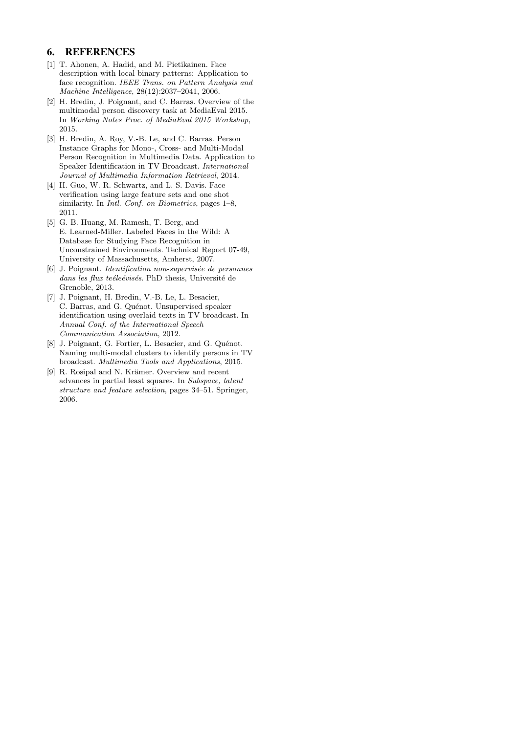## 6. REFERENCES

[1] T. Ahonen, A. Hadid, and M. Pietikainen. Face description with local binary patterns: Application to face recognition. *IEEE Trans. on Pattern Analysis and Machine Intelligence*, 28(12):2037–2041, 2006.

[2] H. Bredin, J. Poignant, and C. Barras. Overview of the multimodal person discovery task at MediaEval 2015. In *Working Notes Proc. of MediaEval 2015 Workshop*, 2015.

[3] H. Bredin, A. Roy, V.-B. Le, and C. Barras. Person Instance Graphs for Mono-, Cross- and Multi-Modal Person Recognition in Multimedia Data. Application to Speaker Identification in TV Broadcast. *International Journal of Multimedia Information Retrieval*, 2014.

[4] H. Guo, W. R. Schwartz, and L. S. Davis. Face verification using large feature sets and one shot similarity. In *Intl. Conf. on Biometrics*, pages 1–8, 2011.

[5] G. B. Huang, M. Ramesh, T. Berg, and E. Learned-Miller. Labeled Faces in the Wild: A Database for Studying Face Recognition in Unconstrained Environments. Technical Report 07-49, University of Massachusetts, Amherst, 2007.

[6] J. Poignant. *Identification non-supervisée de personnes dans les flux teéleévisés*. PhD thesis, Université de Grenoble, 2013.

[7] J. Poignant, H. Bredin, V.-B. Le, L. Besacier, C. Barras, and G. Quénot. Unsupervised speaker identification using overlaid texts in TV broadcast. In *Annual Conf. of the International Speech Communication Association*, 2012.

[8] J. Poignant, G. Fortier, L. Besacier, and G. Quénot. Naming multi-modal clusters to identify persons in TV broadcast. *Multimedia Tools and Applications*, 2015.

[9] R. Rosipal and N. Krämer. Overview and recent advances in partial least squares. In *Subspace, latent structure and feature selection*, pages 34–51. Springer, 2006.